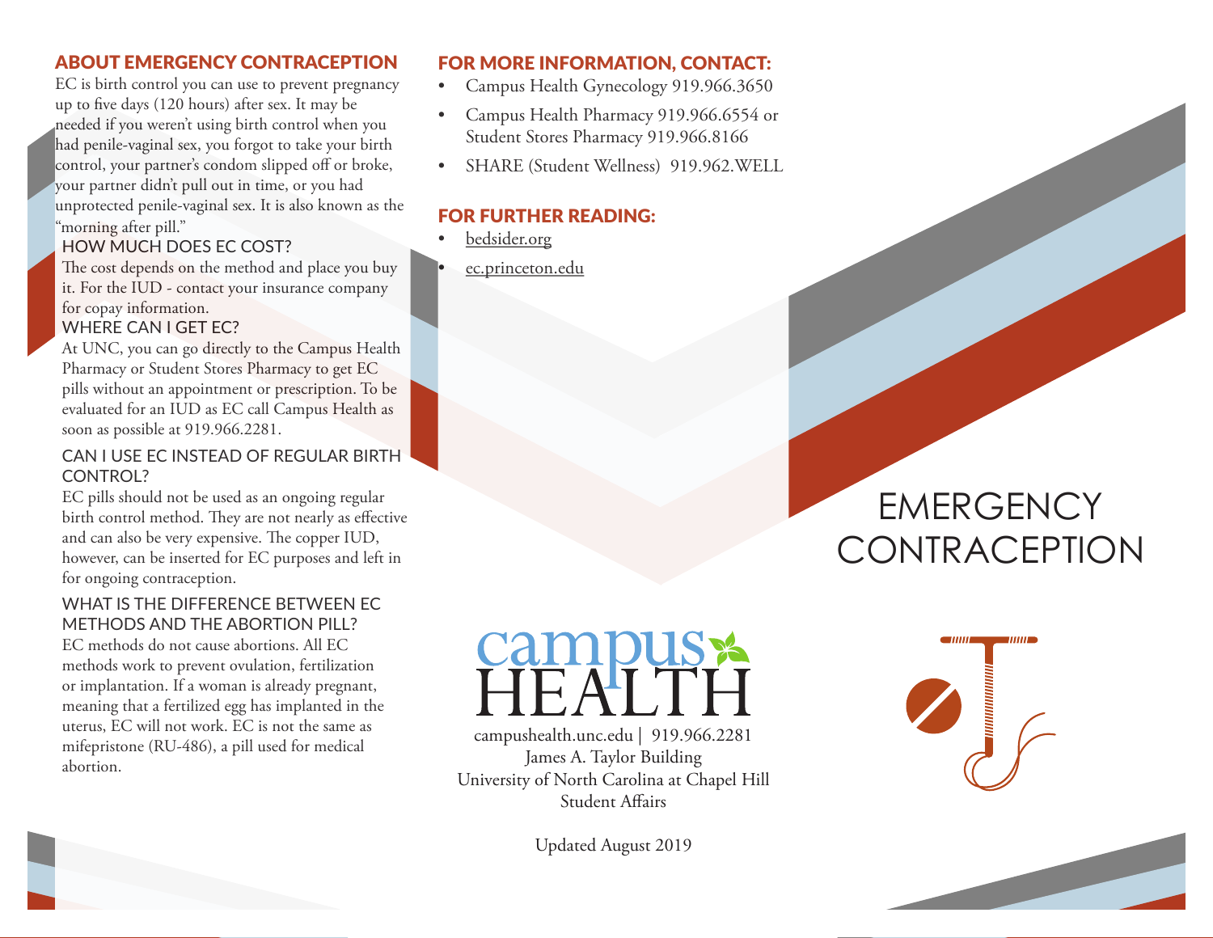## ABOUT EMERGENCY CONTRACEPTION

EC is birth control you can use to prevent pregnancy up to five days (120 hours) after sex. It may be needed if you weren't using birth control when you had penile-vaginal sex, you forgot to take your birth control, your partner's condom slipped off or broke, your partner didn't pull out in time, or you had unprotected penile-vaginal sex. It is also known as the "morning after pill."

### HOW MUCH DOES EC COST?

The cost depends on the method and place you buy it. For the IUD - contact your insurance company for copay information.

### WHERE CAN I GET EC?

At UNC, you can go directly to the Campus Health Pharmacy or Student Stores Pharmacy to get EC pills without an appointment or prescription. To be evaluated for an IUD as EC call Campus Health as soon as possible at 919.966.2281.

### CAN I USE EC INSTEAD OF REGULAR BIRTH CONTROL?

EC pills should not be used as an ongoing regular birth control method. They are not nearly as effective and can also be very expensive. The copper IUD, however, can be inserted for EC purposes and left in for ongoing contraception.

### WHAT IS THE DIFFERENCE BETWEEN EC METHODS AND THE ABORTION PILL?

EC methods do not cause abortions. All EC methods work to prevent ovulation, fertilization or implantation. If a woman is already pregnant, meaning that a fertilized egg has implanted in the uterus, EC will not work. EC is not the same as mifepristone (RU-486), a pill used for medical abortion.

## FOR MORE INFORMATION, CONTACT:

- Campus Health Gynecology 919.966.3650
- Campus Health Pharmacy 919.966.6554 or Student Stores Pharmacy 919.966.8166
- SHARE (Student Wellness) 919.962.WELL

## FOR FURTHER READING:

- bedsider.org
- ec.princeton.edu

campus HEALTH

campushealth.unc.edu | 919.966.2281
James A. Taylor Building
University of North Carolina at Chapel Hill
Student Affairs

Updated August 2019

# EMERGENCY CONTRACEPTION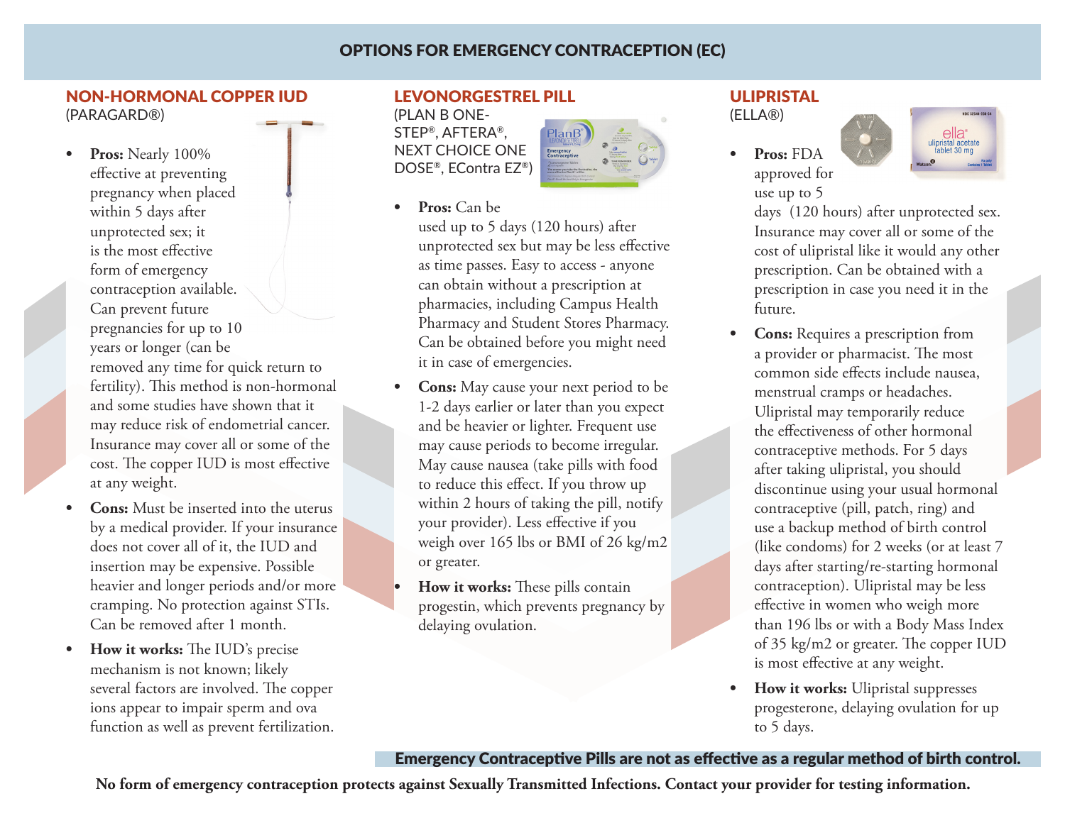# OPTIONS FOR EMERGENCY CONTRACEPTION (EC)

## NON-HORMONAL COPPER IUD

(PARAGARD®)

- **Pros:** Nearly 100% effective at preventing pregnancy when placed within 5 days after unprotected sex; it is the most effective form of emergency contraception available. Can prevent future pregnancies for up to 10 years or longer (can be removed any time for quick return to fertility). This method is non-hormonal and some studies have shown that it may reduce risk of endometrial cancer. Insurance may cover all or some of the cost. The copper IUD is most effective at any weight.
- **Cons:** Must be inserted into the uterus by a medical provider. If your insurance does not cover all of it, the IUD and insertion may be expensive. Possible heavier and longer periods and/or more cramping. No protection against STIs. Can be removed after 1 month.
- **How it works:** The IUD's precise mechanism is not known; likely several factors are involved. The copper ions appear to impair sperm and ova function as well as prevent fertilization.

## LEVONORGESTREL PILL

(PLAN B ONE-STEP®, AFTERA®, NEXT CHOICE ONE DOSE®, EContra EZ®)

- **Pros:** Can be used up to 5 days (120 hours) after unprotected sex but may be less effective as time passes. Easy to access - anyone can obtain without a prescription at pharmacies, including Campus Health Pharmacy and Student Stores Pharmacy. Can be obtained before you might need it in case of emergencies.
- **Cons:** May cause your next period to be 1-2 days earlier or later than you expect and be heavier or lighter. Frequent use may cause periods to become irregular. May cause nausea (take pills with food to reduce this effect. If you throw up within 2 hours of taking the pill, notify your provider). Less effective if you weigh over 165 lbs or BMI of 26 kg/m2 or greater.
- **How it works:** These pills contain progestin, which prevents pregnancy by delaying ovulation.

## ULIPRISTAL

(ELLA®)

- **Pros:** FDA approved for use up to 5 days (120 hours) after unprotected sex. Insurance may cover all or some of the cost of ulipristal like it would any other prescription. Can be obtained with a prescription in case you need it in the future.
- **Cons:** Requires a prescription from a provider or pharmacist. The most common side effects include nausea, menstrual cramps or headaches. Ulipristal may temporarily reduce the effectiveness of other hormonal contraceptive methods. For 5 days after taking ulipristal, you should discontinue using your usual hormonal contraceptive (pill, patch, ring) and use a backup method of birth control (like condoms) for 2 weeks (or at least 7 days after starting/re-starting hormonal contraception). Ulipristal may be less effective in women who weigh more than 196 lbs or with a Body Mass Index of 35 kg/m2 or greater. The copper IUD is most effective at any weight.
- **How it works:** Ulipristal suppresses progesterone, delaying ovulation for up to 5 days.

**Emergency Contraceptive Pills are not as effective as a regular method of birth control.**

**No form of emergency contraception protects against Sexually Transmitted Infections. Contact your provider for testing information.**